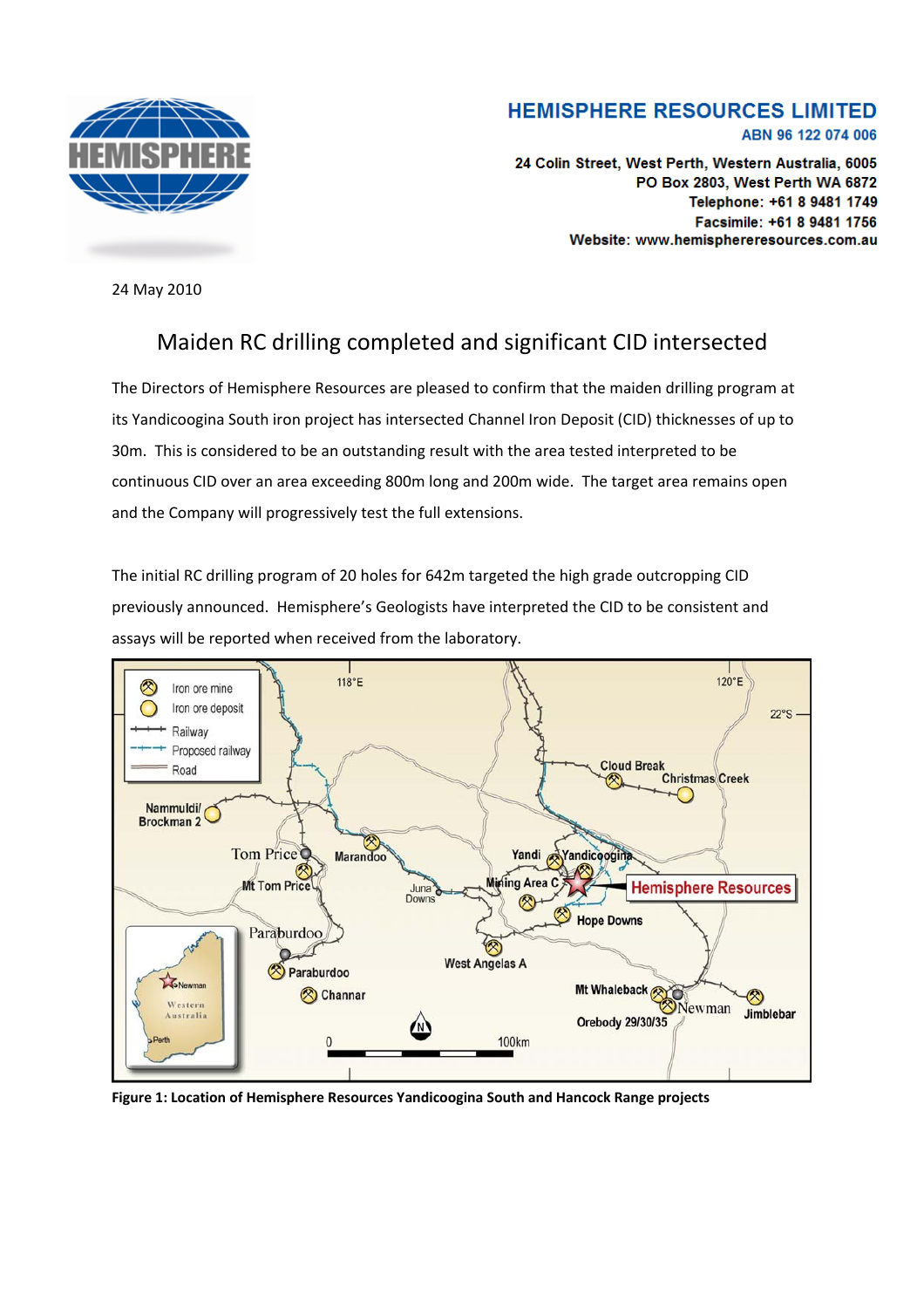**HEMISPHERE RESOURCES LIMITED**
ABN 96 122 074 006

24 Colin Street, West Perth, Western Australia, 6005
PO Box 2803, West Perth WA 6872
Telephone: +61 8 9481 1749
Facsimile: +61 8 9481 1756
Website: www.hemisphereresources.com.au

24 May 2010

# Maiden RC drilling completed and significant CID intersected

The Directors of Hemisphere Resources are pleased to confirm that the maiden drilling program at its Yandicoogina South iron project has intersected Channel Iron Deposit (CID) thicknesses of up to 30m. This is considered to be an outstanding result with the area tested interpreted to be continuous CID over an area exceeding 800m long and 200m wide. The target area remains open and the Company will progressively test the full extensions.

The initial RC drilling program of 20 holes for 642m targeted the high grade outcropping CID previously announced. Hemisphere's Geologists have interpreted the CID to be consistent and assays will be reported when received from the laboratory.

**Figure 1: Location of Hemisphere Resources Yandicoogina South and Hancock Range projects**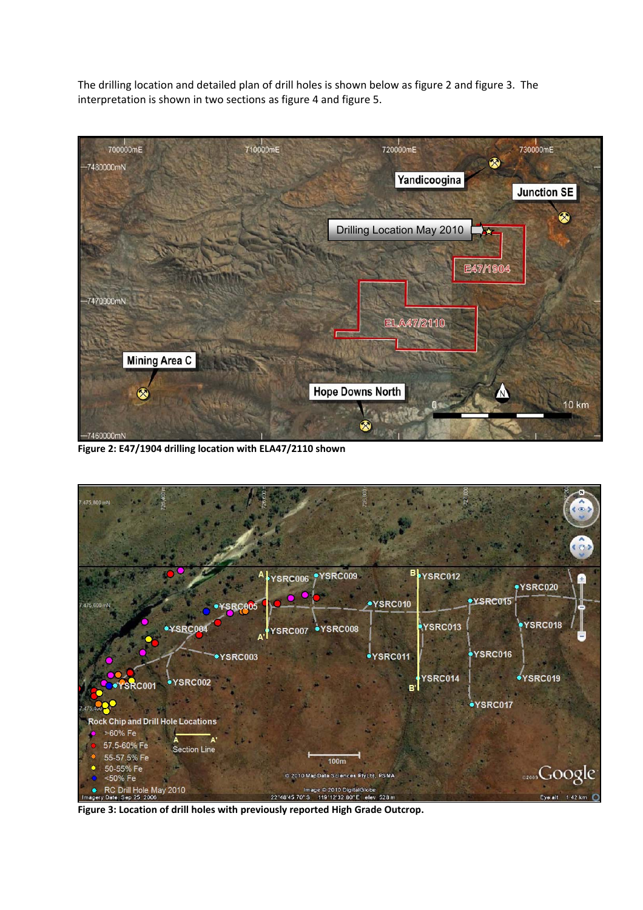The drilling location and detailed plan of drill holes is shown below as figure 2 and figure 3. The interpretation is shown in two sections as figure 4 and figure 5.

**Figure 2: E47/1904 drilling location with ELA47/2110 shown**

**Figure 3: Location of drill holes with previously reported High Grade Outcrop.**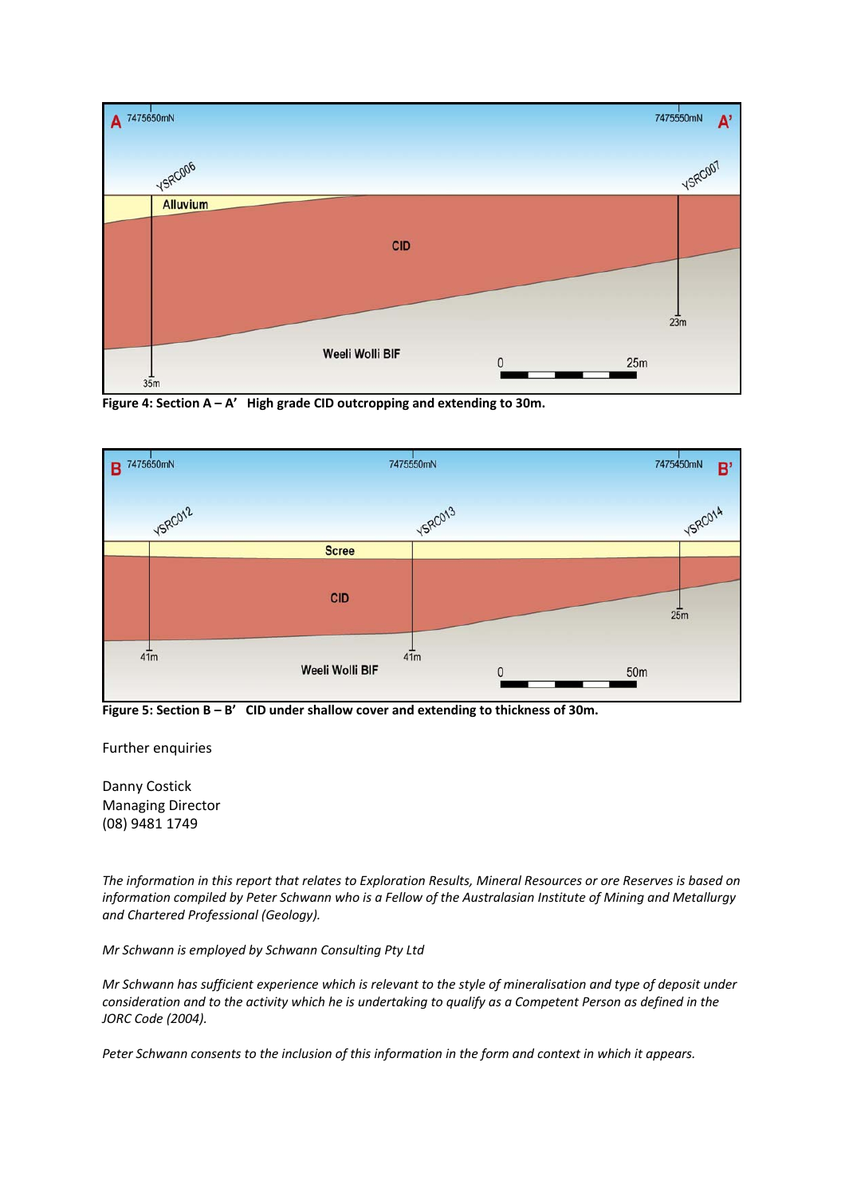A 7475650mN

7475550mN A'

YSRC006

YSRC007

Alluvium

CID

23m

Weeli Wolli BIF

0

25m

35m

**Figure 4: Section A – A' High grade CID outcropping and extending to 30m.**

B 7475650mN

7475550mN

7475450mN B'

YSRC012

YSRC013

YSRC014

Scree

CID

25m

41m

41m

Weeli Wolli BIF

0

50m

**Figure 5: Section B – B' CID under shallow cover and extending to thickness of 30m.**

Further enquiries

Danny Costick
Managing Director
(08) 9481 1749

*The information in this report that relates to Exploration Results, Mineral Resources or ore Reserves is based on information compiled by Peter Schwann who is a Fellow of the Australasian Institute of Mining and Metallurgy and Chartered Professional (Geology).*

*Mr Schwann is employed by Schwann Consulting Pty Ltd*

*Mr Schwann has sufficient experience which is relevant to the style of mineralisation and type of deposit under consideration and to the activity which he is undertaking to qualify as a Competent Person as defined in the JORC Code (2004).*

*Peter Schwann consents to the inclusion of this information in the form and context in which it appears.*